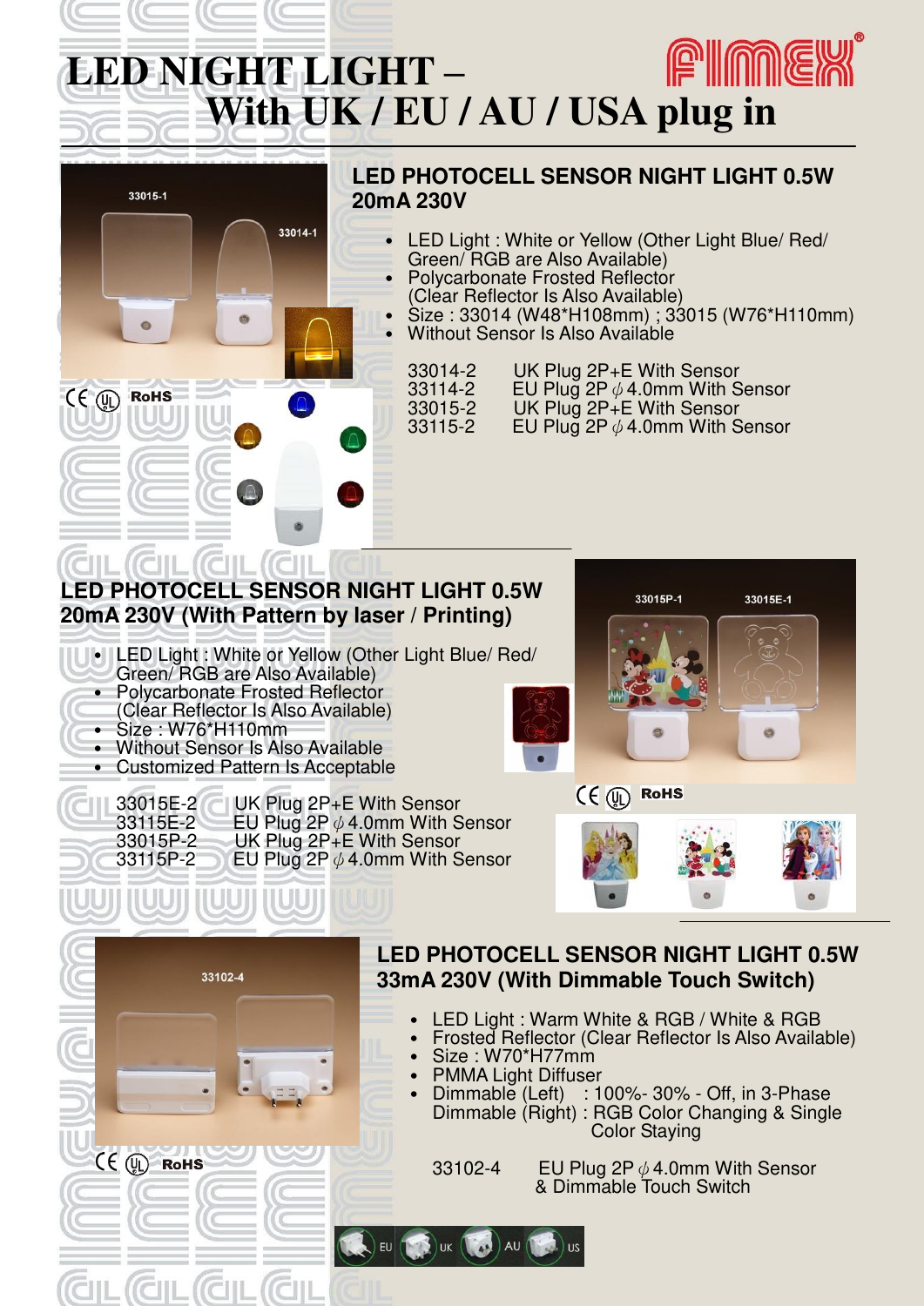# LED NIGHT LIGHT – With UK / EU / AU / USA plug in

FIMEX®

33015-1 33014-1

CE UL RoHS

## LED PHOTOCELL SENSOR NIGHT LIGHT 0.5W 20mA 230V

- LED Light : White or Yellow (Other Light Blue/ Red/ Green/ RGB are Also Available)
- Polycarbonate Frosted Reflector (Clear Reflector Is Also Available)
- Size : 33014 (W48*H108mm) ; 33015 (W76*H110mm)
- Without Sensor Is Also Available

| | |
|---|---|
| 33014-2 | UK Plug 2P+E With Sensor |
| 33114-2 | EU Plug 2P $\phi$ 4.0mm With Sensor |
| 33015-2 | UK Plug 2P+E With Sensor |
| 33115-2 | EU Plug 2P $\phi$ 4.0mm With Sensor |

## LED PHOTOCELL SENSOR NIGHT LIGHT 0.5W 20mA 230V (With Pattern by laser / Printing)

- LED Light : White or Yellow (Other Light Blue/ Red/ Green/ RGB are Also Available)
- Polycarbonate Frosted Reflector (Clear Reflector Is Also Available)
- Size : W76*H110mm
- Without Sensor Is Also Available
- Customized Pattern Is Acceptable

| | |
|---|---|
| 33015E-2 | UK Plug 2P+E With Sensor |
| 33115E-2 | EU Plug 2P $\phi$ 4.0mm With Sensor |
| 33015P-2 | UK Plug 2P+E With Sensor |
| 33115P-2 | EU Plug 2P $\phi$ 4.0mm With Sensor |

33015P-1 33015E-1

CE UL RoHS

## LED PHOTOCELL SENSOR NIGHT LIGHT 0.5W 33mA 230V (With Dimmable Touch Switch)

33102-4

CE UL RoHS

- LED Light : Warm White & RGB / White & RGB
- Frosted Reflector (Clear Reflector Is Also Available)
- Size : W70*H77mm
- PMMA Light Diffuser
- Dimmable (Left) : 100%- 30% - Off, in 3-Phase
  Dimmable (Right) : RGB Color Changing & Single Color Staying

| | |
|---|---|
| 33102-4 | EU Plug 2P $\phi$ 4.0mm With Sensor & Dimmable Touch Switch |

EU UK AU US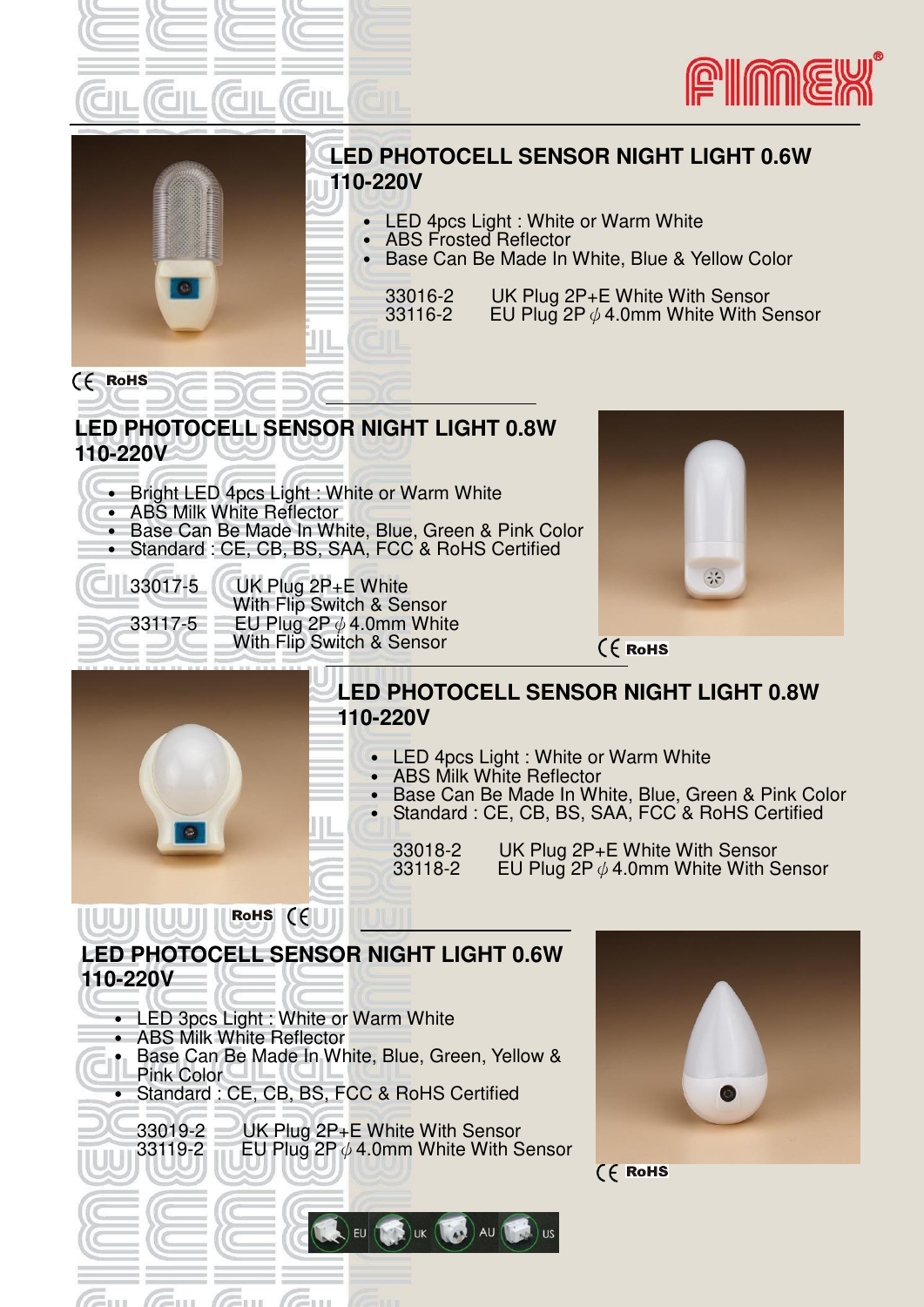## LED PHOTOCELL SENSOR NIGHT LIGHT 0.6W 110-220V

- LED 4pcs Light : White or Warm White
- ABS Frosted Reflector
- Base Can Be Made In White, Blue & Yellow Color

| | |
|---|---|
| 33016-2 | UK Plug 2P+E White With Sensor |
| 33116-2 | EU Plug 2P $\phi$ 4.0mm White With Sensor |

CE RoHS

## LED PHOTOCELL SENSOR NIGHT LIGHT 0.8W 110-220V

- Bright LED 4pcs Light : White or Warm White
- ABS Milk White Reflector
- Base Can Be Made In White, Blue, Green & Pink Color
- Standard : CE, CB, BS, SAA, FCC & RoHS Certified

| | |
|---|---|
| 33017-5 | UK Plug 2P+E White With Flip Switch & Sensor |
| 33117-5 | EU Plug 2P $\phi$ 4.0mm White With Flip Switch & Sensor |

CE RoHS

## LED PHOTOCELL SENSOR NIGHT LIGHT 0.8W 110-220V

- LED 4pcs Light : White or Warm White
- ABS Milk White Reflector
- Base Can Be Made In White, Blue, Green & Pink Color
- Standard : CE, CB, BS, SAA, FCC & RoHS Certified

| | |
|---|---|
| 33018-2 | UK Plug 2P+E White With Sensor |
| 33118-2 | EU Plug 2P $\phi$ 4.0mm White With Sensor |

RoHS CE

## LED PHOTOCELL SENSOR NIGHT LIGHT 0.6W 110-220V

- LED 3pcs Light : White or Warm White
- ABS Milk White Reflector
- Base Can Be Made In White, Blue, Green, Yellow & Pink Color
- Standard : CE, CB, BS, FCC & RoHS Certified

| | |
|---|---|
| 33019-2 | UK Plug 2P+E White With Sensor |
| 33119-2 | EU Plug 2P $\phi$ 4.0mm White With Sensor |

CE RoHS

EU UK AU US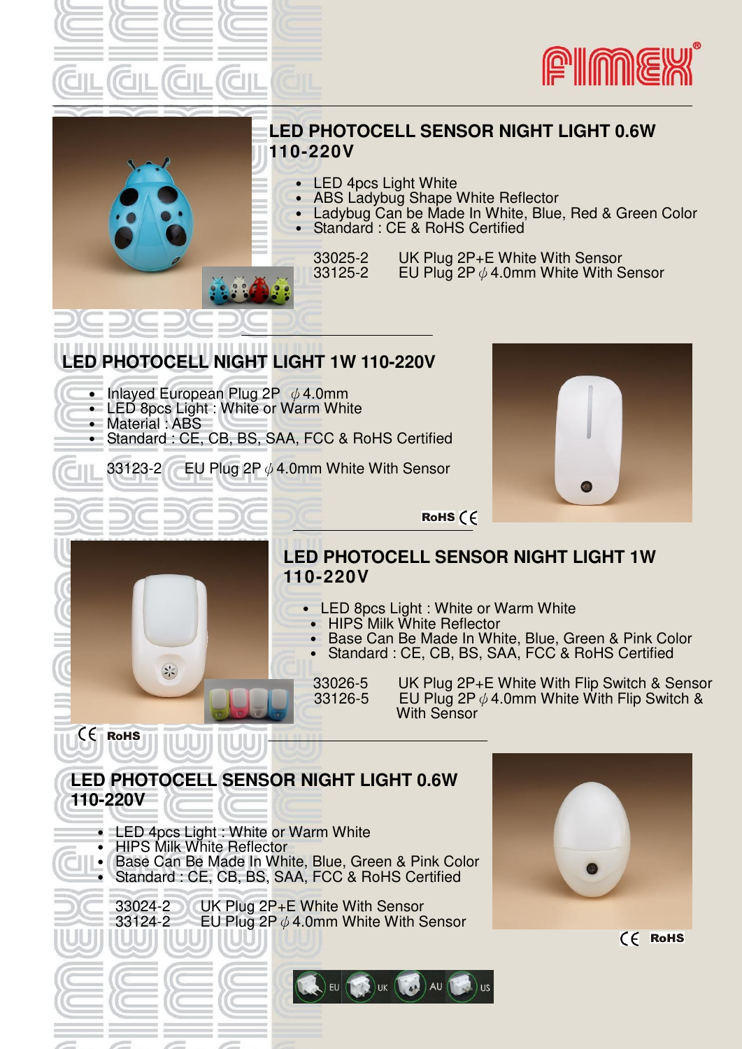## LED PHOTOCELL SENSOR NIGHT LIGHT 0.6W 110-220V

- LED 4pcs Light White
- ABS Ladybug Shape White Reflector
- Ladybug Can be Made In White, Blue, Red & Green Color
- Standard : CE & RoHS Certified

33025-2 UK Plug 2P+E White With Sensor
33125-2 EU Plug 2P ϕ 4.0mm White With Sensor

## LED PHOTOCELL NIGHT LIGHT 1W 110-220V

- Inlayed European Plug 2P ϕ 4.0mm
- LED 8pcs Light : White or Warm White
- Material : ABS
- Standard : CE, CB, BS, SAA, FCC & RoHS Certified

33123-2 EU Plug 2P ϕ 4.0mm White With Sensor

RoHS CE

## LED PHOTOCELL SENSOR NIGHT LIGHT 1W 110-220V

- LED 8pcs Light : White or Warm White
- HIPS Milk White Reflector
- Base Can Be Made In White, Blue, Green & Pink Color
- Standard : CE, CB, BS, SAA, FCC & RoHS Certified

33026-5 UK Plug 2P+E White With Flip Switch & Sensor
33126-5 EU Plug 2P ϕ 4.0mm White With Flip Switch & With Sensor

CE RoHS

## LED PHOTOCELL SENSOR NIGHT LIGHT 0.6W 110-220V

- LED 4pcs Light : White or Warm White
- HIPS Milk White Reflector
- Base Can Be Made In White, Blue, Green & Pink Color
- Standard : CE, CB, BS, SAA, FCC & RoHS Certified

33024-2 UK Plug 2P+E White With Sensor
33124-2 EU Plug 2P ϕ 4.0mm White With Sensor

CE RoHS

EU UK AU US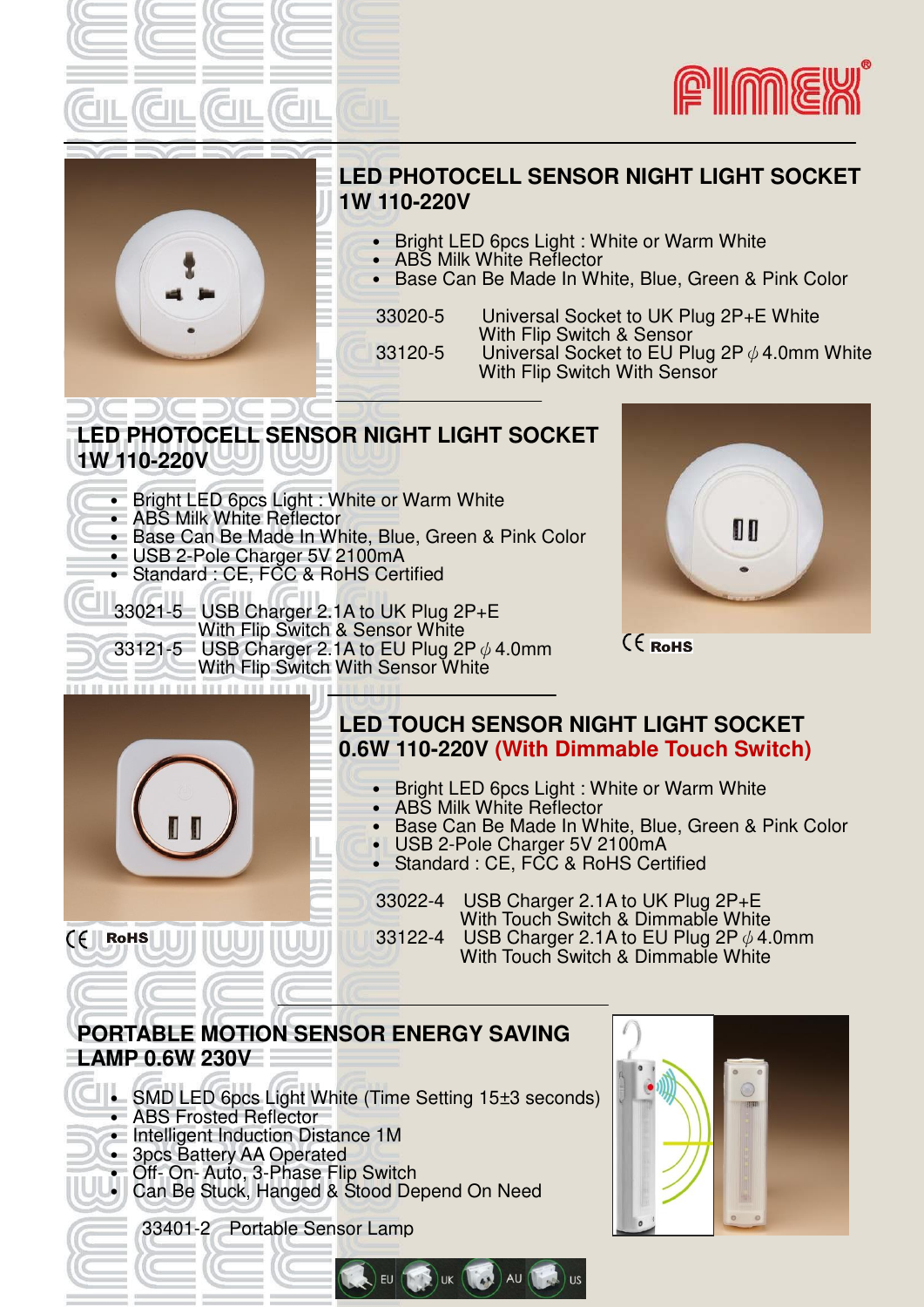## LED PHOTOCELL SENSOR NIGHT LIGHT SOCKET 1W 110-220V

- Bright LED 6pcs Light : White or Warm White
- ABS Milk White Reflector
- Base Can Be Made In White, Blue, Green & Pink Color

| | |
|---|---|
| 33020-5 | Universal Socket to UK Plug 2P+E White With Flip Switch & Sensor |
| 33120-5 | Universal Socket to EU Plug 2P ϕ 4.0mm White With Flip Switch With Sensor |

## LED PHOTOCELL SENSOR NIGHT LIGHT SOCKET 1W 110-220V

- Bright LED 6pcs Light : White or Warm White
- ABS Milk White Reflector
- Base Can Be Made In White, Blue, Green & Pink Color
- USB 2-Pole Charger 5V 2100mA
- Standard : CE, FCC & RoHS Certified

| | |
|---|---|
| 33021-5 | USB Charger 2.1A to UK Plug 2P+E With Flip Switch & Sensor White |
| 33121-5 | USB Charger 2.1A to EU Plug 2P ϕ 4.0mm With Flip Switch With Sensor White |

CE RoHS

## LED TOUCH SENSOR NIGHT LIGHT SOCKET 0.6W 110-220V (With Dimmable Touch Switch)

- Bright LED 6pcs Light : White or Warm White
- ABS Milk White Reflector
- Base Can Be Made In White, Blue, Green & Pink Color
- USB 2-Pole Charger 5V 2100mA
- Standard : CE, FCC & RoHS Certified

| | |
|---|---|
| 33022-4 | USB Charger 2.1A to UK Plug 2P+E With Touch Switch & Dimmable White |
| 33122-4 | USB Charger 2.1A to EU Plug 2P ϕ 4.0mm With Touch Switch & Dimmable White |

CE RoHS

## PORTABLE MOTION SENSOR ENERGY SAVING LAMP 0.6W 230V

- SMD LED 6pcs Light White (Time Setting 15±3 seconds)
- ABS Frosted Reflector
- Intelligent Induction Distance 1M
- 3pcs Battery AA Operated
- Off- On- Auto, 3-Phase Flip Switch
- Can Be Stuck, Hanged & Stood Depend On Need

33401-2 Portable Sensor Lamp

EU UK AU US